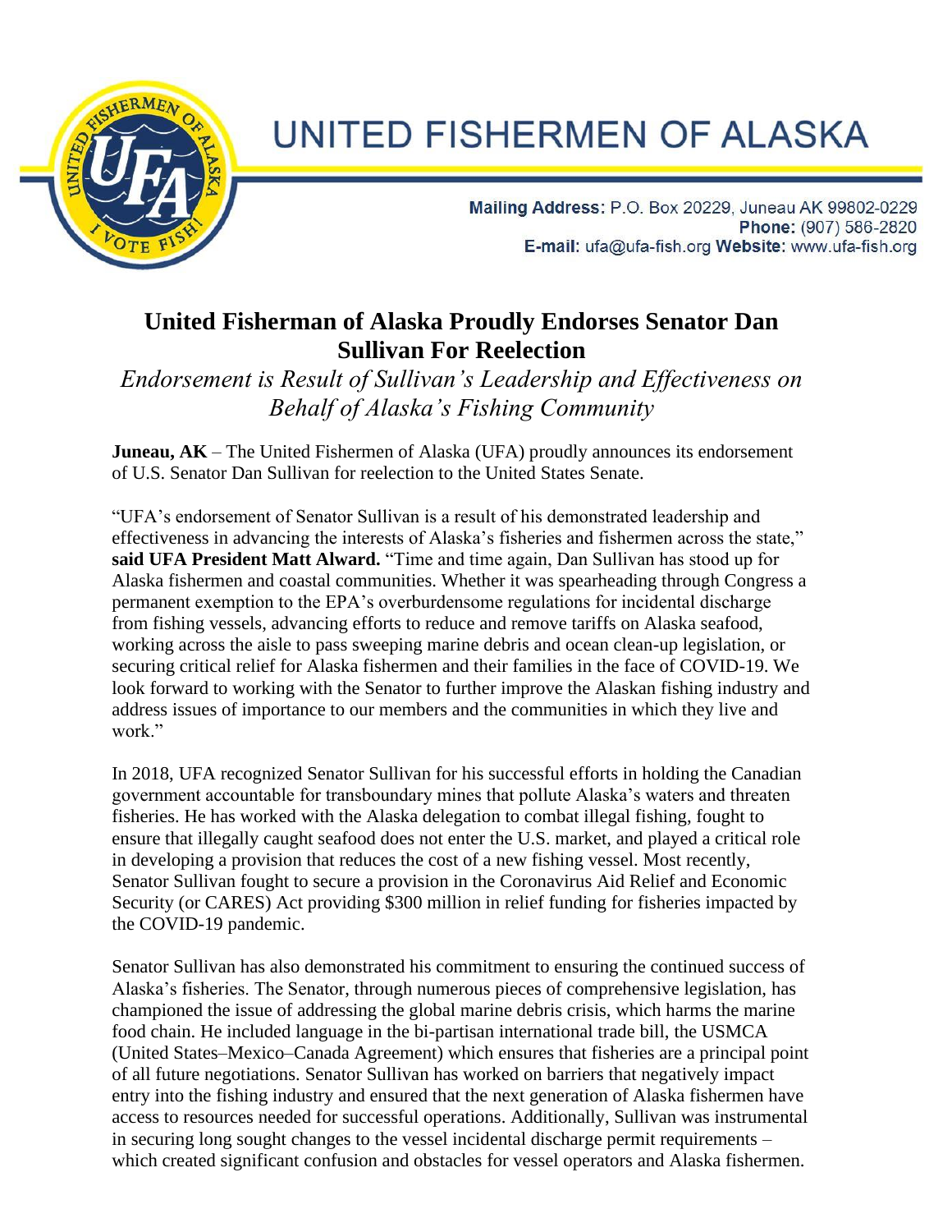# UNITED FISHERMEN OF ALASKA

**Mailing Address:** P.O. Box 20229, Juneau AK 99802-0229
**Phone:** (907) 586-2820
**E-mail:** ufa@ufa-fish.org **Website:** www.ufa-fish.org

## United Fisherman of Alaska Proudly Endorses Senator Dan Sullivan For Reelection

*Endorsement is Result of Sullivan's Leadership and Effectiveness on Behalf of Alaska's Fishing Community*

**Juneau, AK** – The United Fishermen of Alaska (UFA) proudly announces its endorsement of U.S. Senator Dan Sullivan for reelection to the United States Senate.

"UFA's endorsement of Senator Sullivan is a result of his demonstrated leadership and effectiveness in advancing the interests of Alaska's fisheries and fishermen across the state," **said UFA President Matt Alward.** "Time and time again, Dan Sullivan has stood up for Alaska fishermen and coastal communities. Whether it was spearheading through Congress a permanent exemption to the EPA's overburdensome regulations for incidental discharge from fishing vessels, advancing efforts to reduce and remove tariffs on Alaska seafood, working across the aisle to pass sweeping marine debris and ocean clean-up legislation, or securing critical relief for Alaska fishermen and their families in the face of COVID-19. We look forward to working with the Senator to further improve the Alaskan fishing industry and address issues of importance to our members and the communities in which they live and work."

In 2018, UFA recognized Senator Sullivan for his successful efforts in holding the Canadian government accountable for transboundary mines that pollute Alaska's waters and threaten fisheries. He has worked with the Alaska delegation to combat illegal fishing, fought to ensure that illegally caught seafood does not enter the U.S. market, and played a critical role in developing a provision that reduces the cost of a new fishing vessel. Most recently, Senator Sullivan fought to secure a provision in the Coronavirus Aid Relief and Economic Security (or CARES) Act providing $300 million in relief funding for fisheries impacted by the COVID-19 pandemic.

Senator Sullivan has also demonstrated his commitment to ensuring the continued success of Alaska's fisheries. The Senator, through numerous pieces of comprehensive legislation, has championed the issue of addressing the global marine debris crisis, which harms the marine food chain. He included language in the bi-partisan international trade bill, the USMCA (United States–Mexico–Canada Agreement) which ensures that fisheries are a principal point of all future negotiations. Senator Sullivan has worked on barriers that negatively impact entry into the fishing industry and ensured that the next generation of Alaska fishermen have access to resources needed for successful operations. Additionally, Sullivan was instrumental in securing long sought changes to the vessel incidental discharge permit requirements – which created significant confusion and obstacles for vessel operators and Alaska fishermen.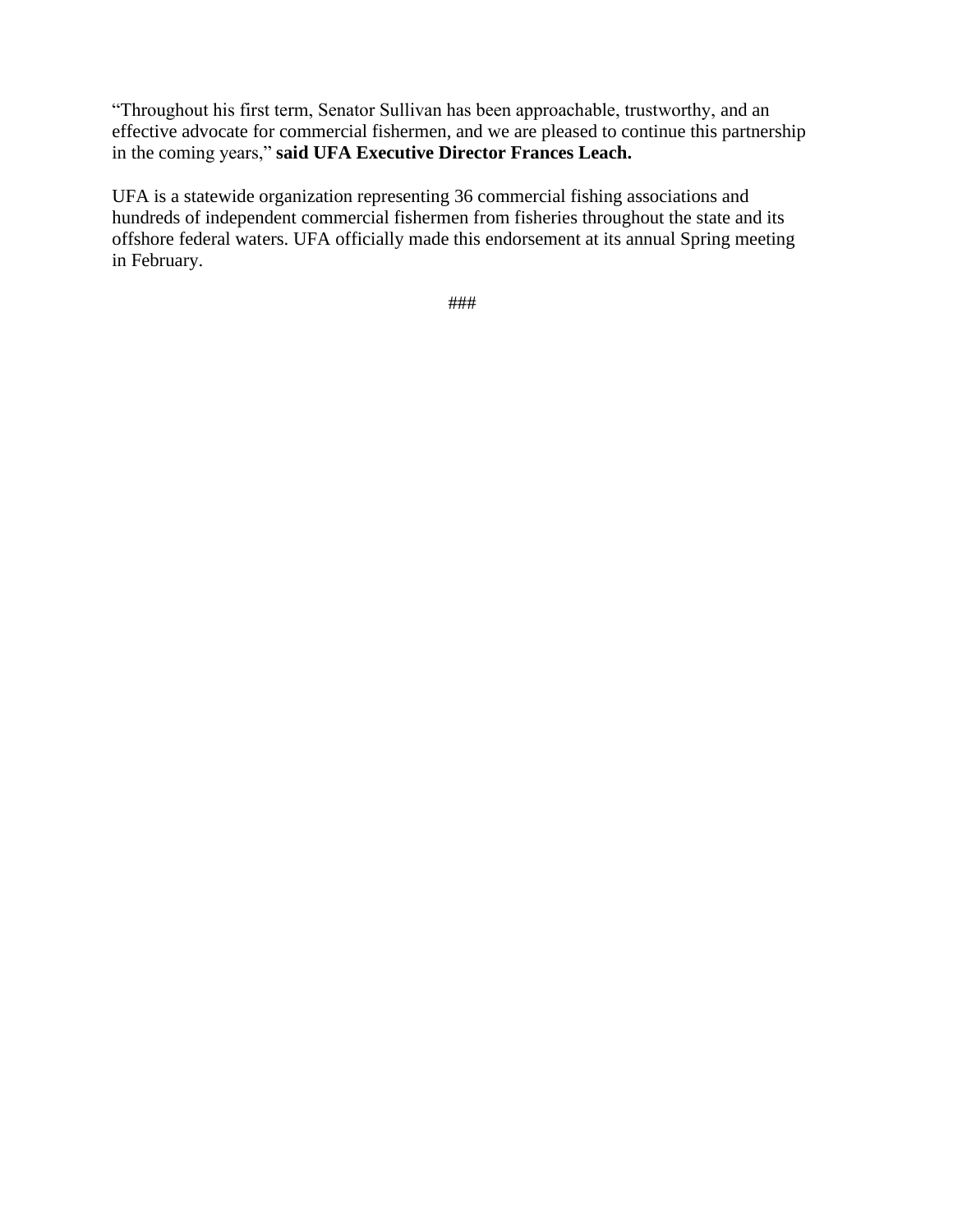"Throughout his first term, Senator Sullivan has been approachable, trustworthy, and an effective advocate for commercial fishermen, and we are pleased to continue this partnership in the coming years," **said UFA Executive Director Frances Leach.**

UFA is a statewide organization representing 36 commercial fishing associations and hundreds of independent commercial fishermen from fisheries throughout the state and its offshore federal waters. UFA officially made this endorsement at its annual Spring meeting in February.

###